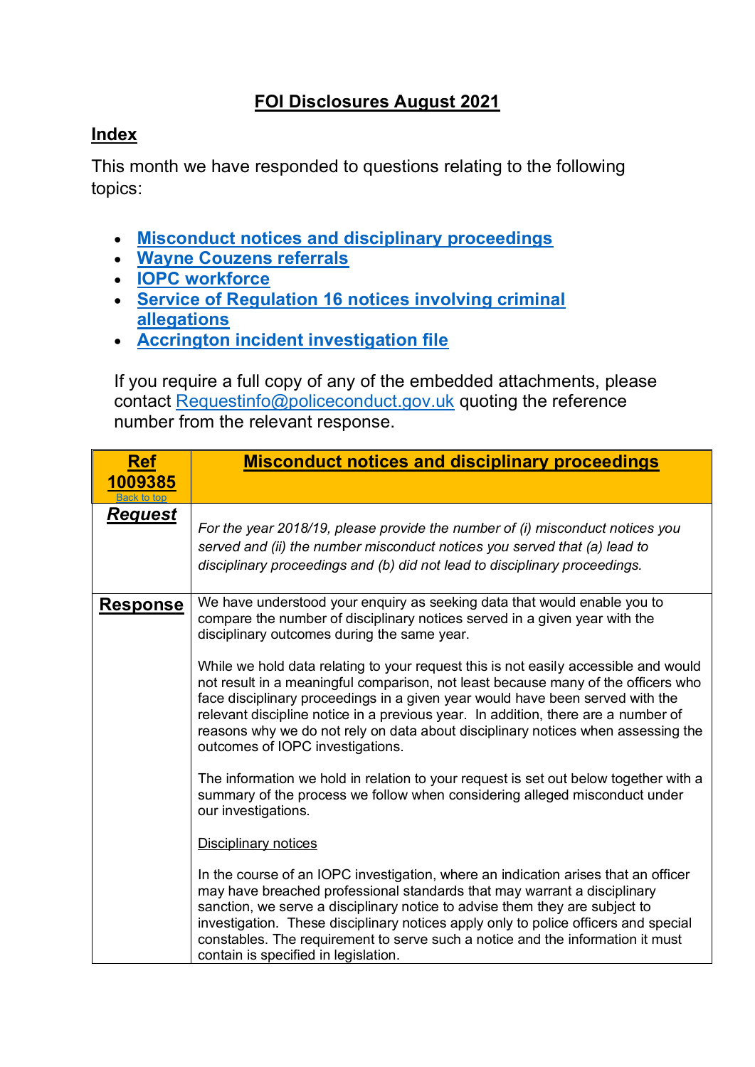# FOI Disclosures August 2021

## Index

This month we have responded to questions relating to the following topics:

- Misconduct notices and disciplinary proceedings
- Wayne Couzens referrals
- IOPC workforce
- Service of Regulation 16 notices involving criminal allegations
- Accrington incident investigation file

If you require a full copy of any of the embedded attachments, please contact Requestinfo@policeconduct.gov.uk quoting the reference number from the relevant response.

| **Ref 1009385** Back to top | **Misconduct notices and disciplinary proceedings** |
|---|---|
| ***Request*** | *For the year 2018/19, please provide the number of (i) misconduct notices you served and (ii) the number misconduct notices you served that (a) lead to disciplinary proceedings and (b) did not lead to disciplinary proceedings.* |
| **Response** | We have understood your enquiry as seeking data that would enable you to compare the number of disciplinary notices served in a given year with the disciplinary outcomes during the same year.<br><br>While we hold data relating to your request this is not easily accessible and would not result in a meaningful comparison, not least because many of the officers who face disciplinary proceedings in a given year would have been served with the relevant discipline notice in a previous year. In addition, there are a number of reasons why we do not rely on data about disciplinary notices when assessing the outcomes of IOPC investigations.<br><br>The information we hold in relation to your request is set out below together with a summary of the process we follow when considering alleged misconduct under our investigations.<br><br>Disciplinary notices<br><br>In the course of an IOPC investigation, where an indication arises that an officer may have breached professional standards that may warrant a disciplinary sanction, we serve a disciplinary notice to advise them they are subject to investigation. These disciplinary notices apply only to police officers and special constables. The requirement to serve such a notice and the information it must contain is specified in legislation. |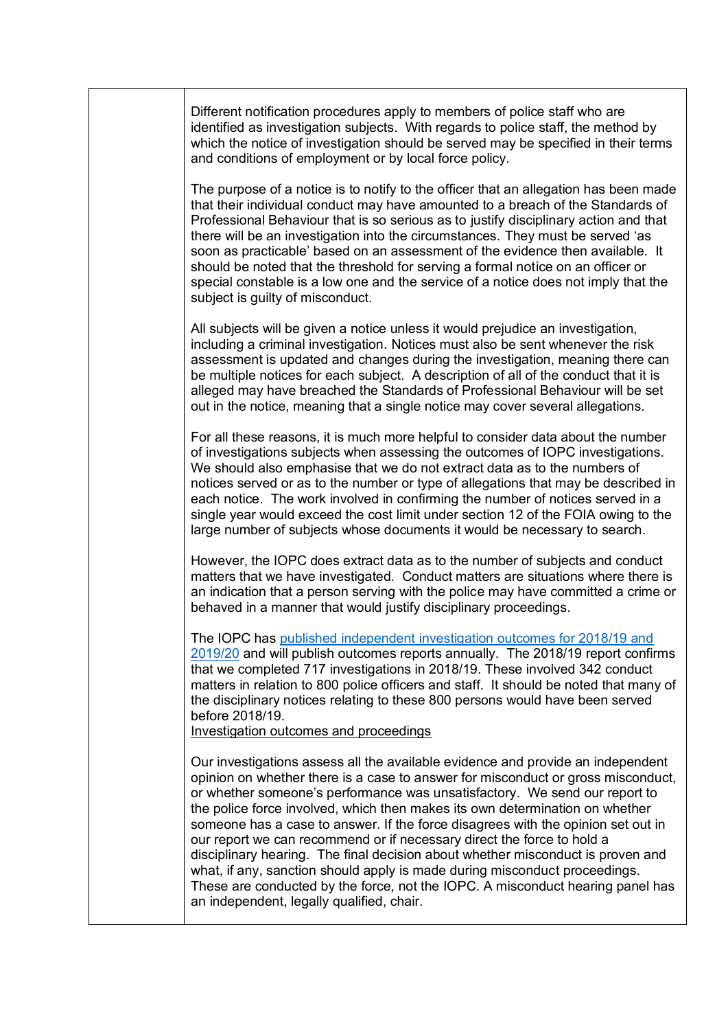Different notification procedures apply to members of police staff who are identified as investigation subjects. With regards to police staff, the method by which the notice of investigation should be served may be specified in their terms and conditions of employment or by local force policy.

The purpose of a notice is to notify to the officer that an allegation has been made that their individual conduct may have amounted to a breach of the Standards of Professional Behaviour that is so serious as to justify disciplinary action and that there will be an investigation into the circumstances. They must be served 'as soon as practicable' based on an assessment of the evidence then available. It should be noted that the threshold for serving a formal notice on an officer or special constable is a low one and the service of a notice does not imply that the subject is guilty of misconduct.

All subjects will be given a notice unless it would prejudice an investigation, including a criminal investigation. Notices must also be sent whenever the risk assessment is updated and changes during the investigation, meaning there can be multiple notices for each subject. A description of all of the conduct that it is alleged may have breached the Standards of Professional Behaviour will be set out in the notice, meaning that a single notice may cover several allegations.

For all these reasons, it is much more helpful to consider data about the number of investigations subjects when assessing the outcomes of IOPC investigations. We should also emphasise that we do not extract data as to the numbers of notices served or as to the number or type of allegations that may be described in each notice. The work involved in confirming the number of notices served in a single year would exceed the cost limit under section 12 of the FOIA owing to the large number of subjects whose documents it would be necessary to search.

However, the IOPC does extract data as to the number of subjects and conduct matters that we have investigated. Conduct matters are situations where there is an indication that a person serving with the police may have committed a crime or behaved in a manner that would justify disciplinary proceedings.

The IOPC has published independent investigation outcomes for 2018/19 and 2019/20 and will publish outcomes reports annually. The 2018/19 report confirms that we completed 717 investigations in 2018/19. These involved 342 conduct matters in relation to 800 police officers and staff. It should be noted that many of the disciplinary notices relating to these 800 persons would have been served before 2018/19.

Investigation outcomes and proceedings

Our investigations assess all the available evidence and provide an independent opinion on whether there is a case to answer for misconduct or gross misconduct, or whether someone's performance was unsatisfactory. We send our report to the police force involved, which then makes its own determination on whether someone has a case to answer. If the force disagrees with the opinion set out in our report we can recommend or if necessary direct the force to hold a disciplinary hearing. The final decision about whether misconduct is proven and what, if any, sanction should apply is made during misconduct proceedings. These are conducted by the force, not the IOPC. A misconduct hearing panel has an independent, legally qualified, chair.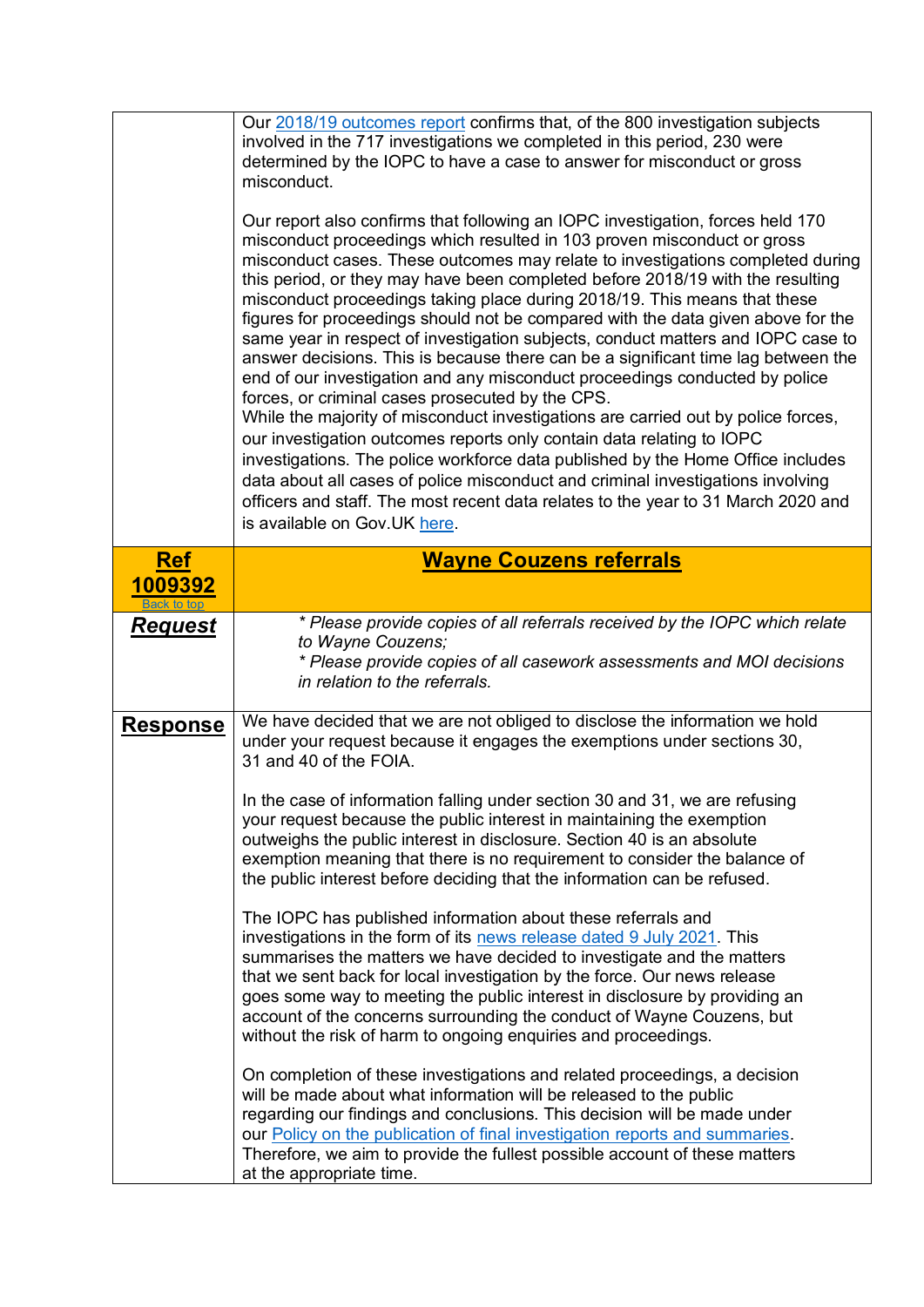| | |
|---|---|
| | Our 2018/19 outcomes report confirms that, of the 800 investigation subjects involved in the 717 investigations we completed in this period, 230 were determined by the IOPC to have a case to answer for misconduct or gross misconduct.<br><br>Our report also confirms that following an IOPC investigation, forces held 170 misconduct proceedings which resulted in 103 proven misconduct or gross misconduct cases. These outcomes may relate to investigations completed during this period, or they may have been completed before 2018/19 with the resulting misconduct proceedings taking place during 2018/19. This means that these figures for proceedings should not be compared with the data given above for the same year in respect of investigation subjects, conduct matters and IOPC case to answer decisions. This is because there can be a significant time lag between the end of our investigation and any misconduct proceedings conducted by police forces, or criminal cases prosecuted by the CPS.<br>While the majority of misconduct investigations are carried out by police forces, our investigation outcomes reports only contain data relating to IOPC investigations. The police workforce data published by the Home Office includes data about all cases of police misconduct and criminal investigations involving officers and staff. The most recent data relates to the year to 31 March 2020 and is available on Gov.UK here. |
| **Ref 1009392**<br>Back to top | **Wayne Couzens referrals** |
| ***Request*** | *\* Please provide copies of all referrals received by the IOPC which relate to Wayne Couzens;*<br>*\* Please provide copies of all casework assessments and MOI decisions in relation to the referrals.* |
| **Response** | We have decided that we are not obliged to disclose the information we hold under your request because it engages the exemptions under sections 30, 31 and 40 of the FOIA.<br><br>In the case of information falling under section 30 and 31, we are refusing your request because the public interest in maintaining the exemption outweighs the public interest in disclosure. Section 40 is an absolute exemption meaning that there is no requirement to consider the balance of the public interest before deciding that the information can be refused.<br><br>The IOPC has published information about these referrals and investigations in the form of its news release dated 9 July 2021. This summarises the matters we have decided to investigate and the matters that we sent back for local investigation by the force. Our news release goes some way to meeting the public interest in disclosure by providing an account of the concerns surrounding the conduct of Wayne Couzens, but without the risk of harm to ongoing enquiries and proceedings.<br><br>On completion of these investigations and related proceedings, a decision will be made about what information will be released to the public regarding our findings and conclusions. This decision will be made under our Policy on the publication of final investigation reports and summaries. Therefore, we aim to provide the fullest possible account of these matters at the appropriate time. |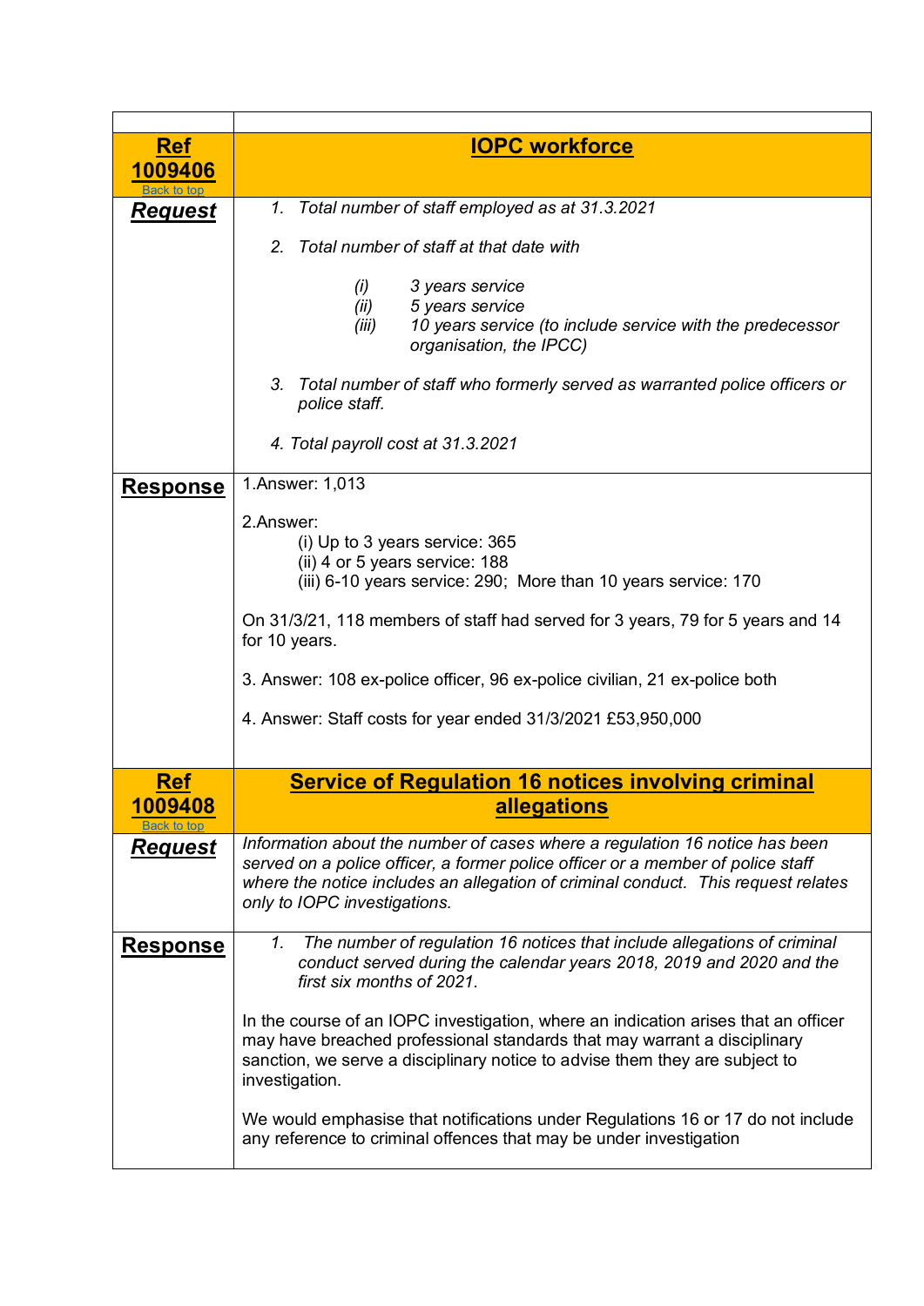| | |
|---|---|
| **Ref 1009406**<br>Back to top | **IOPC workforce** |
| ***Request*** | *1. Total number of staff employed as at 31.3.2021*<br><br>*2. Total number of staff at that date with*<br><br>*(i) 3 years service*<br>*(ii) 5 years service*<br>*(iii) 10 years service (to include service with the predecessor organisation, the IPCC)*<br><br>*3. Total number of staff who formerly served as warranted police officers or police staff.*<br><br>*4. Total payroll cost at 31.3.2021* |
| **Response** | 1.Answer: 1,013<br><br>2.Answer:<br>(i) Up to 3 years service: 365<br>(ii) 4 or 5 years service: 188<br>(iii) 6-10 years service: 290; More than 10 years service: 170<br><br>On 31/3/21, 118 members of staff had served for 3 years, 79 for 5 years and 14 for 10 years.<br><br>3. Answer: 108 ex-police officer, 96 ex-police civilian, 21 ex-police both<br><br>4. Answer: Staff costs for year ended 31/3/2021 £53,950,000 |
| **Ref 1009408**<br>Back to top | **Service of Regulation 16 notices involving criminal allegations** |
| ***Request*** | *Information about the number of cases where a regulation 16 notice has been served on a police officer, a former police officer or a member of police staff where the notice includes an allegation of criminal conduct. This request relates only to IOPC investigations.* |
| **Response** | *1. The number of regulation 16 notices that include allegations of criminal conduct served during the calendar years 2018, 2019 and 2020 and the first six months of 2021.*<br><br>In the course of an IOPC investigation, where an indication arises that an officer may have breached professional standards that may warrant a disciplinary sanction, we serve a disciplinary notice to advise them they are subject to investigation.<br><br>We would emphasise that notifications under Regulations 16 or 17 do not include any reference to criminal offences that may be under investigation |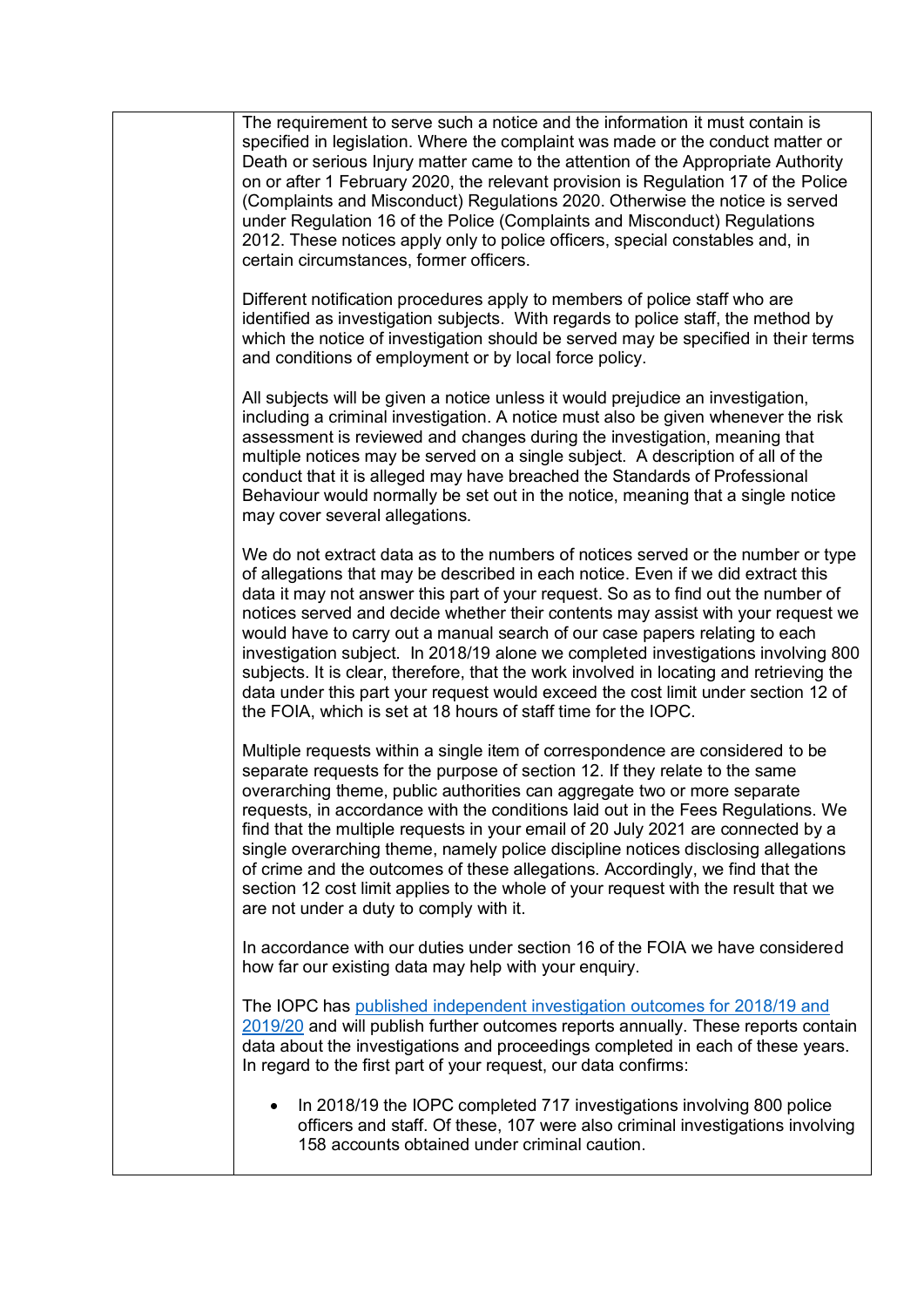| | The requirement to serve such a notice and the information it must contain is specified in legislation. Where the complaint was made or the conduct matter or Death or serious Injury matter came to the attention of the Appropriate Authority on or after 1 February 2020, the relevant provision is Regulation 17 of the Police (Complaints and Misconduct) Regulations 2020. Otherwise the notice is served under Regulation 16 of the Police (Complaints and Misconduct) Regulations 2012. These notices apply only to police officers, special constables and, in certain circumstances, former officers.<br><br>Different notification procedures apply to members of police staff who are identified as investigation subjects. With regards to police staff, the method by which the notice of investigation should be served may be specified in their terms and conditions of employment or by local force policy.<br><br>All subjects will be given a notice unless it would prejudice an investigation, including a criminal investigation. A notice must also be given whenever the risk assessment is reviewed and changes during the investigation, meaning that multiple notices may be served on a single subject. A description of all of the conduct that it is alleged may have breached the Standards of Professional Behaviour would normally be set out in the notice, meaning that a single notice may cover several allegations.<br><br>We do not extract data as to the numbers of notices served or the number or type of allegations that may be described in each notice. Even if we did extract this data it may not answer this part of your request. So as to find out the number of notices served and decide whether their contents may assist with your request we would have to carry out a manual search of our case papers relating to each investigation subject. In 2018/19 alone we completed investigations involving 800 subjects. It is clear, therefore, that the work involved in locating and retrieving the data under this part your request would exceed the cost limit under section 12 of the FOIA, which is set at 18 hours of staff time for the IOPC.<br><br>Multiple requests within a single item of correspondence are considered to be separate requests for the purpose of section 12. If they relate to the same overarching theme, public authorities can aggregate two or more separate requests, in accordance with the conditions laid out in the Fees Regulations. We find that the multiple requests in your email of 20 July 2021 are connected by a single overarching theme, namely police discipline notices disclosing allegations of crime and the outcomes of these allegations. Accordingly, we find that the section 12 cost limit applies to the whole of your request with the result that we are not under a duty to comply with it.<br><br>In accordance with our duties under section 16 of the FOIA we have considered how far our existing data may help with your enquiry.<br><br>The IOPC has published independent investigation outcomes for 2018/19 and 2019/20 and will publish further outcomes reports annually. These reports contain data about the investigations and proceedings completed in each of these years. In regard to the first part of your request, our data confirms:<br><br>• In 2018/19 the IOPC completed 717 investigations involving 800 police officers and staff. Of these, 107 were also criminal investigations involving 158 accounts obtained under criminal caution. |
|---|---|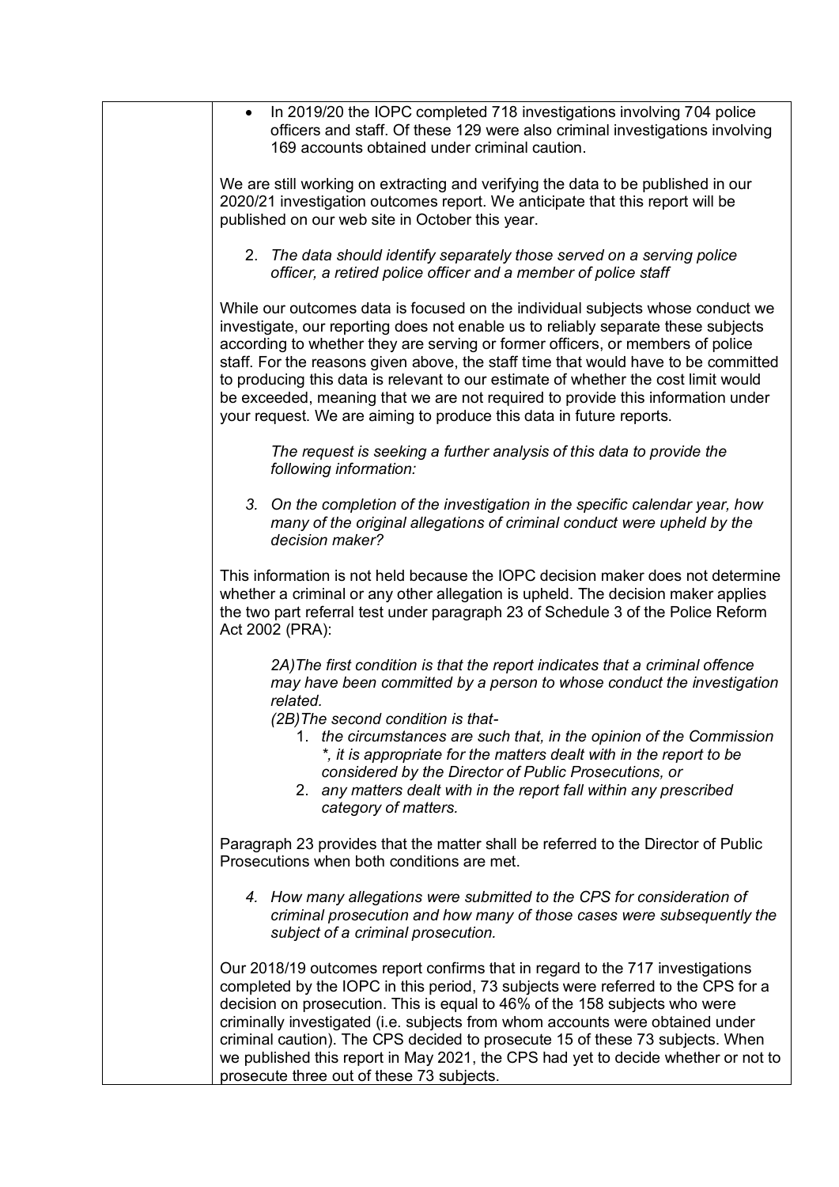- In 2019/20 the IOPC completed 718 investigations involving 704 police officers and staff. Of these 129 were also criminal investigations involving 169 accounts obtained under criminal caution.

We are still working on extracting and verifying the data to be published in our 2020/21 investigation outcomes report. We anticipate that this report will be published on our web site in October this year.

2. *The data should identify separately those served on a serving police officer, a retired police officer and a member of police staff*

While our outcomes data is focused on the individual subjects whose conduct we investigate, our reporting does not enable us to reliably separate these subjects according to whether they are serving or former officers, or members of police staff. For the reasons given above, the staff time that would have to be committed to producing this data is relevant to our estimate of whether the cost limit would be exceeded, meaning that we are not required to provide this information under your request. We are aiming to produce this data in future reports.

*The request is seeking a further analysis of this data to provide the following information:*

3. *On the completion of the investigation in the specific calendar year, how many of the original allegations of criminal conduct were upheld by the decision maker?*

This information is not held because the IOPC decision maker does not determine whether a criminal or any other allegation is upheld. The decision maker applies the two part referral test under paragraph 23 of Schedule 3 of the Police Reform Act 2002 (PRA):

*2A)The first condition is that the report indicates that a criminal offence may have been committed by a person to whose conduct the investigation related.*

*(2B)The second condition is that-*

1. *the circumstances are such that, in the opinion of the Commission *, it is appropriate for the matters dealt with in the report to be considered by the Director of Public Prosecutions, or*
2. *any matters dealt with in the report fall within any prescribed category of matters.*

Paragraph 23 provides that the matter shall be referred to the Director of Public Prosecutions when both conditions are met.

4. *How many allegations were submitted to the CPS for consideration of criminal prosecution and how many of those cases were subsequently the subject of a criminal prosecution.*

Our 2018/19 outcomes report confirms that in regard to the 717 investigations completed by the IOPC in this period, 73 subjects were referred to the CPS for a decision on prosecution. This is equal to 46% of the 158 subjects who were criminally investigated (i.e. subjects from whom accounts were obtained under criminal caution). The CPS decided to prosecute 15 of these 73 subjects. When we published this report in May 2021, the CPS had yet to decide whether or not to prosecute three out of these 73 subjects.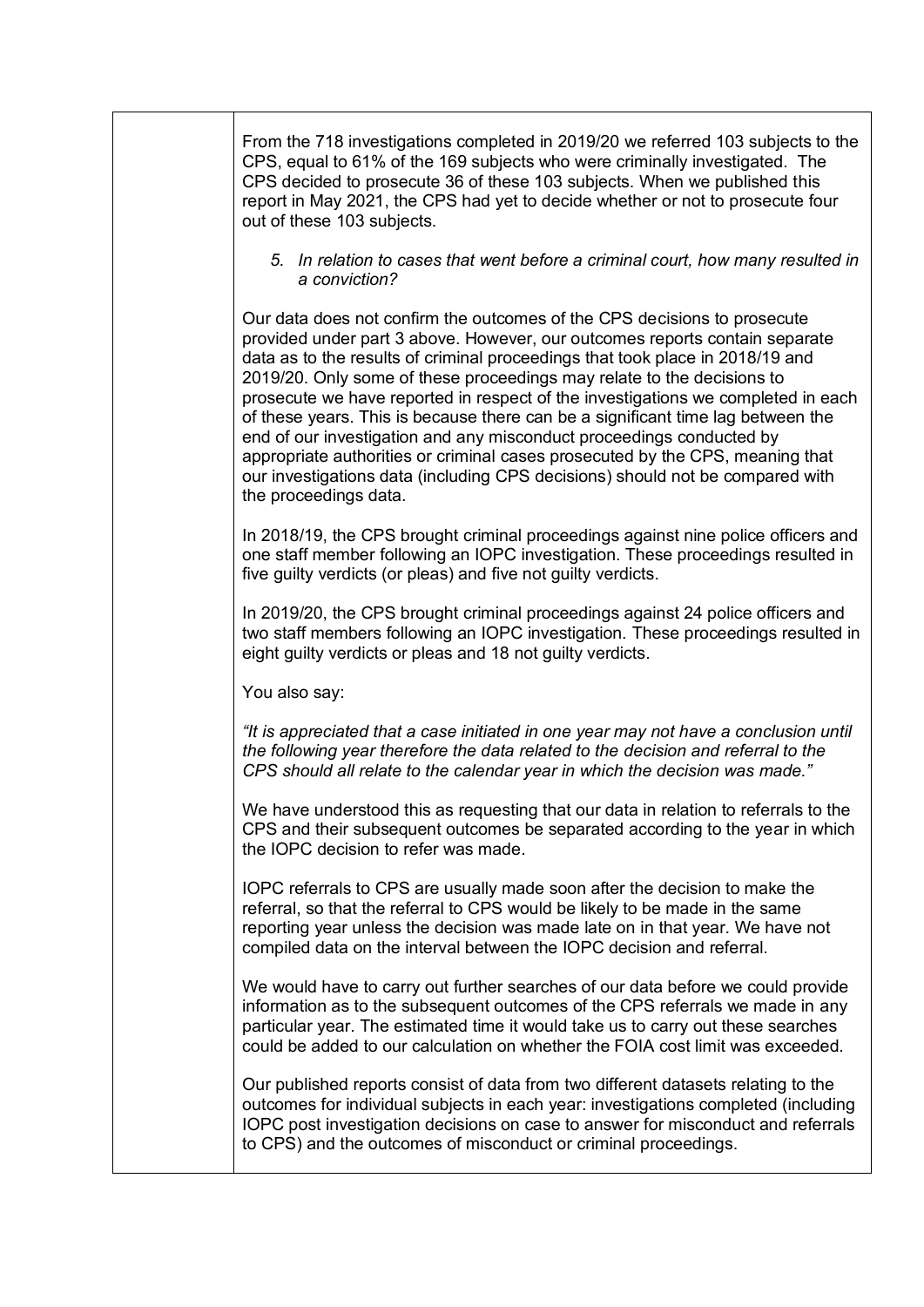From the 718 investigations completed in 2019/20 we referred 103 subjects to the CPS, equal to 61% of the 169 subjects who were criminally investigated. The CPS decided to prosecute 36 of these 103 subjects. When we published this report in May 2021, the CPS had yet to decide whether or not to prosecute four out of these 103 subjects.

5. *In relation to cases that went before a criminal court, how many resulted in a conviction?*

Our data does not confirm the outcomes of the CPS decisions to prosecute provided under part 3 above. However, our outcomes reports contain separate data as to the results of criminal proceedings that took place in 2018/19 and 2019/20. Only some of these proceedings may relate to the decisions to prosecute we have reported in respect of the investigations we completed in each of these years. This is because there can be a significant time lag between the end of our investigation and any misconduct proceedings conducted by appropriate authorities or criminal cases prosecuted by the CPS, meaning that our investigations data (including CPS decisions) should not be compared with the proceedings data.

In 2018/19, the CPS brought criminal proceedings against nine police officers and one staff member following an IOPC investigation. These proceedings resulted in five guilty verdicts (or pleas) and five not guilty verdicts.

In 2019/20, the CPS brought criminal proceedings against 24 police officers and two staff members following an IOPC investigation. These proceedings resulted in eight guilty verdicts or pleas and 18 not guilty verdicts.

You also say:

*"It is appreciated that a case initiated in one year may not have a conclusion until the following year therefore the data related to the decision and referral to the CPS should all relate to the calendar year in which the decision was made."*

We have understood this as requesting that our data in relation to referrals to the CPS and their subsequent outcomes be separated according to the year in which the IOPC decision to refer was made.

IOPC referrals to CPS are usually made soon after the decision to make the referral, so that the referral to CPS would be likely to be made in the same reporting year unless the decision was made late on in that year. We have not compiled data on the interval between the IOPC decision and referral.

We would have to carry out further searches of our data before we could provide information as to the subsequent outcomes of the CPS referrals we made in any particular year. The estimated time it would take us to carry out these searches could be added to our calculation on whether the FOIA cost limit was exceeded.

Our published reports consist of data from two different datasets relating to the outcomes for individual subjects in each year: investigations completed (including IOPC post investigation decisions on case to answer for misconduct and referrals to CPS) and the outcomes of misconduct or criminal proceedings.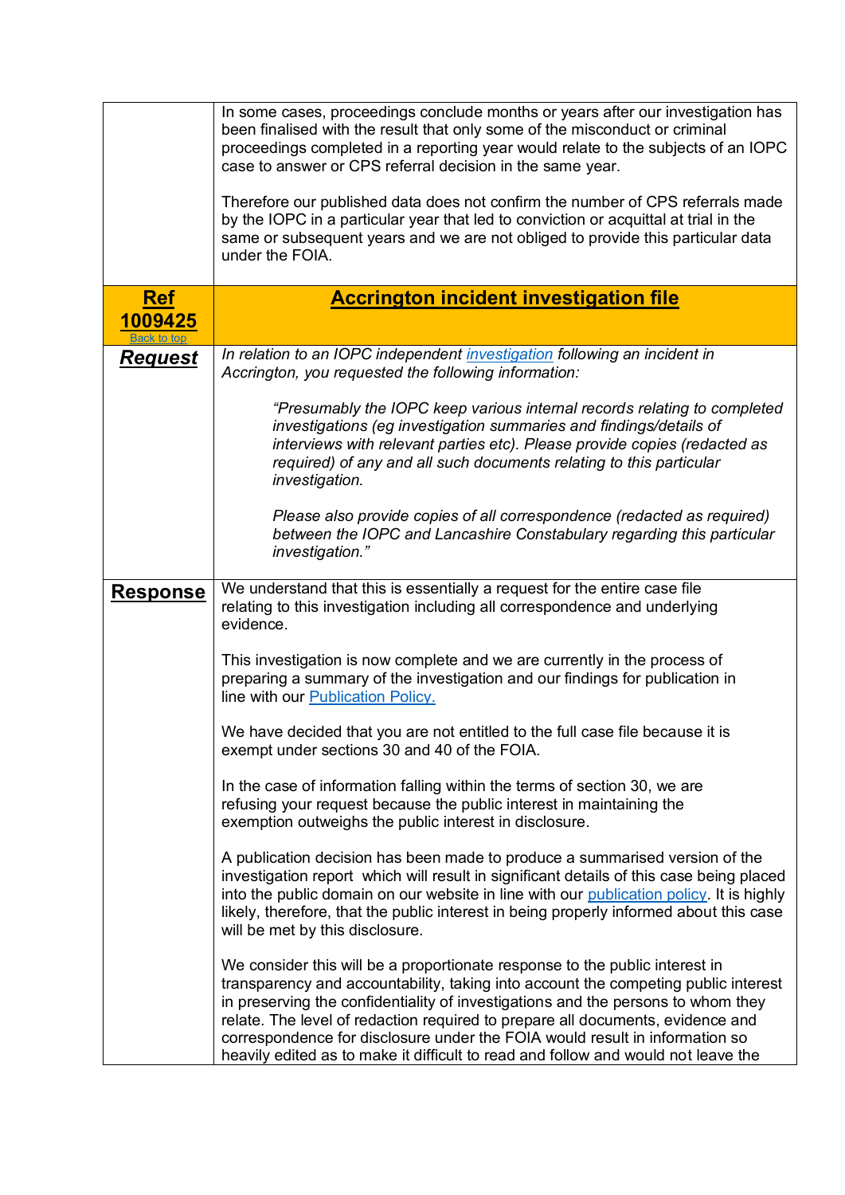| | |
|---|---|
| | In some cases, proceedings conclude months or years after our investigation has been finalised with the result that only some of the misconduct or criminal proceedings completed in a reporting year would relate to the subjects of an IOPC case to answer or CPS referral decision in the same year.<br><br>Therefore our published data does not confirm the number of CPS referrals made by the IOPC in a particular year that led to conviction or acquittal at trial in the same or subsequent years and we are not obliged to provide this particular data under the FOIA. |
| **Ref 1009425**<br>Back to top | **Accrington incident investigation file** |
| **Request** | *In relation to an IOPC independent investigation following an incident in Accrington, you requested the following information:*<br><br>*"Presumably the IOPC keep various internal records relating to completed investigations (eg investigation summaries and findings/details of interviews with relevant parties etc). Please provide copies (redacted as required) of any and all such documents relating to this particular investigation.*<br><br>*Please also provide copies of all correspondence (redacted as required) between the IOPC and Lancashire Constabulary regarding this particular investigation."* |
| **Response** | We understand that this is essentially a request for the entire case file relating to this investigation including all correspondence and underlying evidence.<br><br>This investigation is now complete and we are currently in the process of preparing a summary of the investigation and our findings for publication in line with our Publication Policy.<br><br>We have decided that you are not entitled to the full case file because it is exempt under sections 30 and 40 of the FOIA.<br><br>In the case of information falling within the terms of section 30, we are refusing your request because the public interest in maintaining the exemption outweighs the public interest in disclosure.<br><br>A publication decision has been made to produce a summarised version of the investigation report which will result in significant details of this case being placed into the public domain on our website in line with our publication policy. It is highly likely, therefore, that the public interest in being properly informed about this case will be met by this disclosure.<br><br>We consider this will be a proportionate response to the public interest in transparency and accountability, taking into account the competing public interest in preserving the confidentiality of investigations and the persons to whom they relate. The level of redaction required to prepare all documents, evidence and correspondence for disclosure under the FOIA would result in information so heavily edited as to make it difficult to read and follow and would not leave the |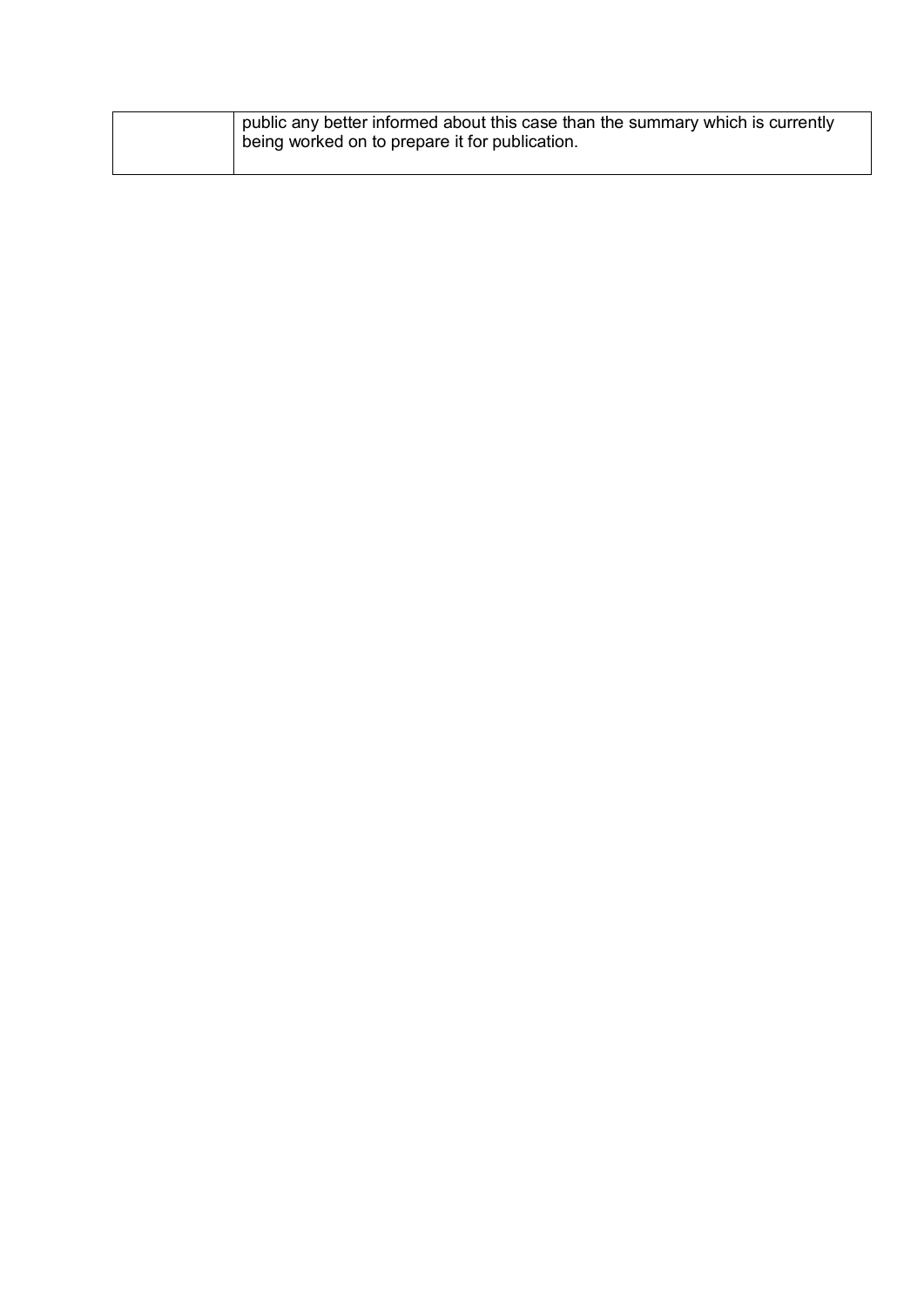| | |
|---|---|
| | public any better informed about this case than the summary which is currently being worked on to prepare it for publication. |